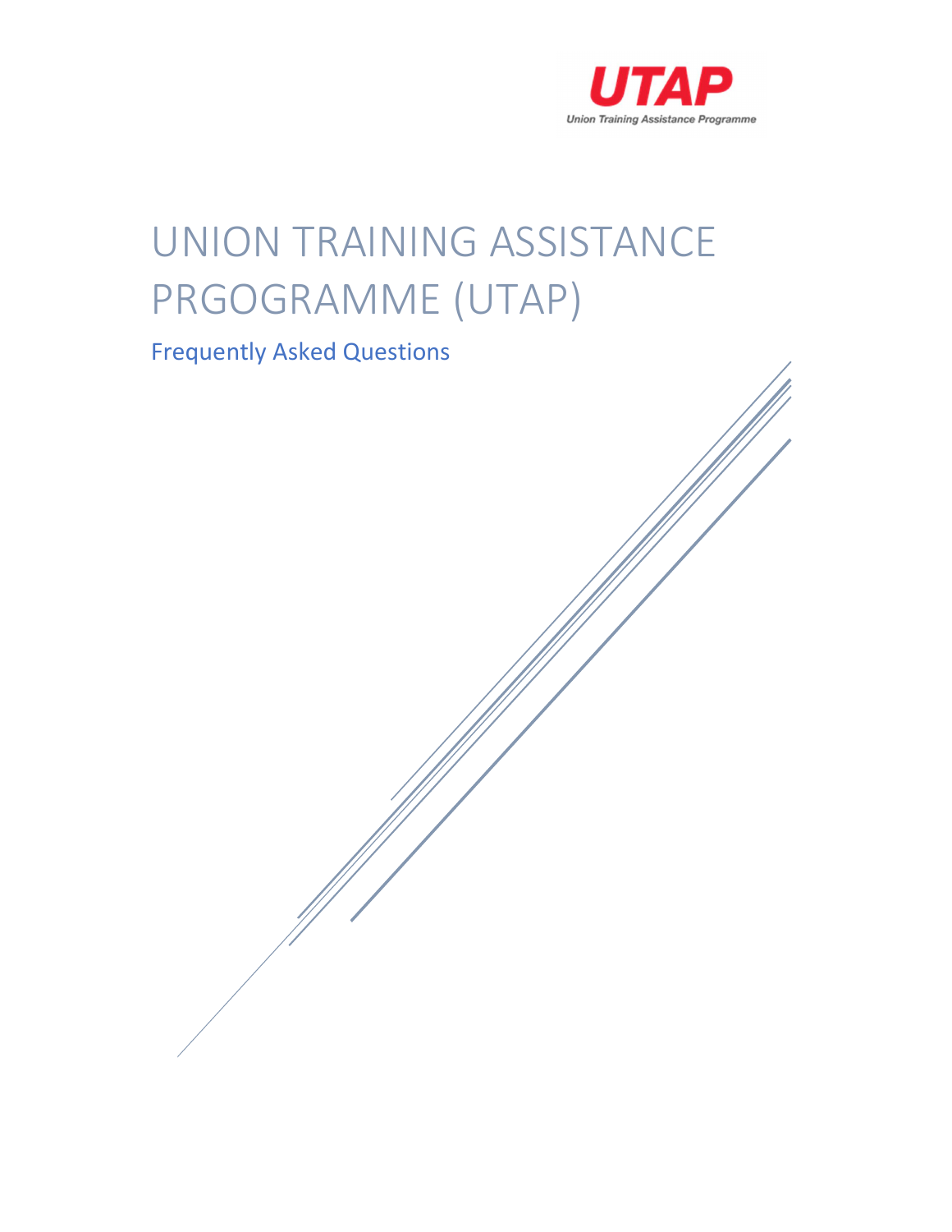UTAP
Union Training Assistance Programme

# UNION TRAINING ASSISTANCE PRGOGRAMME (UTAP)

## Frequently Asked Questions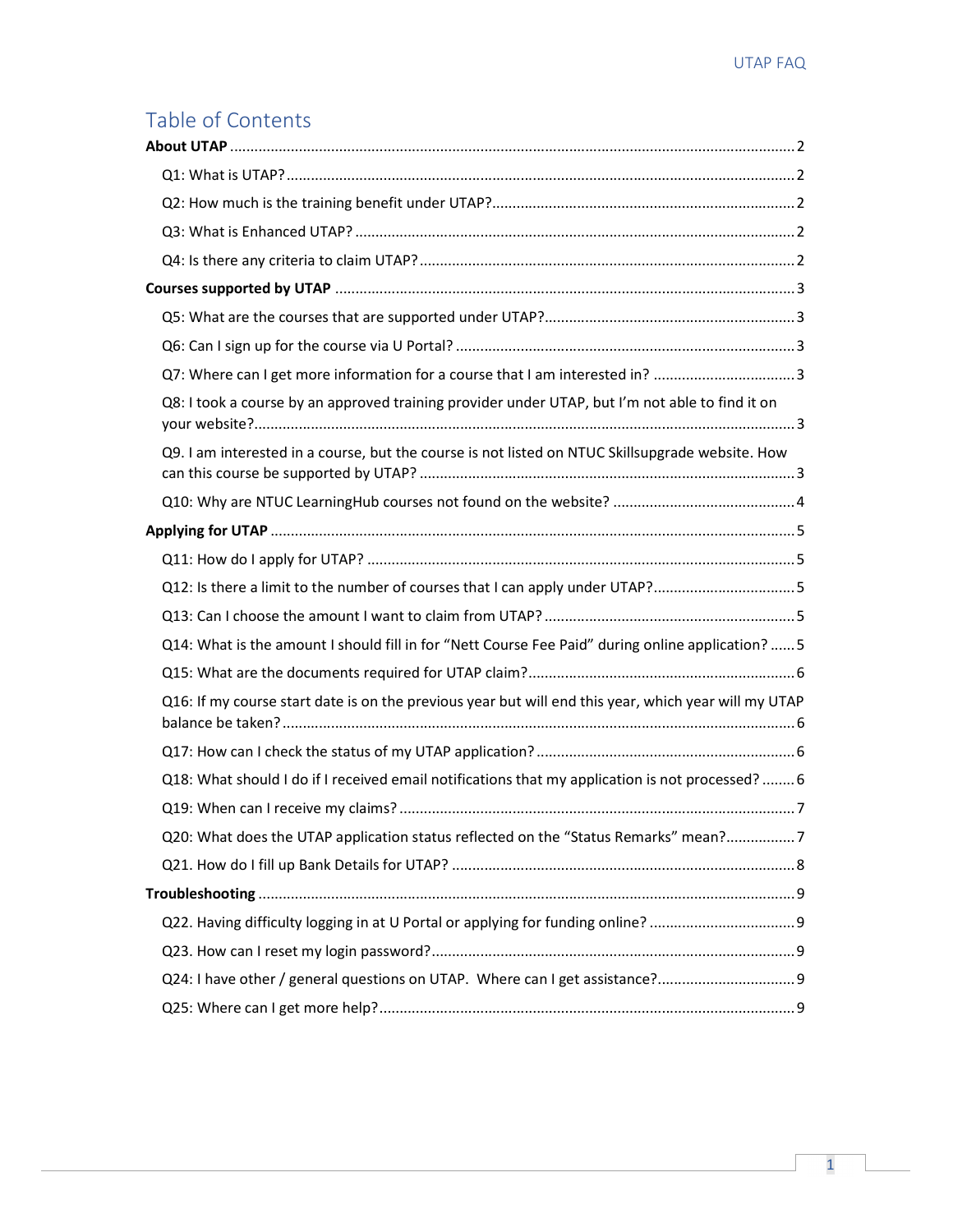# Table of Contents

**About UTAP** .......... 2

- Q1: What is UTAP? .......... 2
- Q2: How much is the training benefit under UTAP? .......... 2
- Q3: What is Enhanced UTAP? .......... 2
- Q4: Is there any criteria to claim UTAP? .......... 2

**Courses supported by UTAP** .......... 3

- Q5: What are the courses that are supported under UTAP? .......... 3
- Q6: Can I sign up for the course via U Portal? .......... 3
- Q7: Where can I get more information for a course that I am interested in? .......... 3
- Q8: I took a course by an approved training provider under UTAP, but I'm not able to find it on your website? .......... 3
- Q9. I am interested in a course, but the course is not listed on NTUC Skillsupgrade website. How can this course be supported by UTAP? .......... 3
- Q10: Why are NTUC LearningHub courses not found on the website? .......... 4

**Applying for UTAP** .......... 5

- Q11: How do I apply for UTAP? .......... 5
- Q12: Is there a limit to the number of courses that I can apply under UTAP? .......... 5
- Q13: Can I choose the amount I want to claim from UTAP? .......... 5
- Q14: What is the amount I should fill in for "Nett Course Fee Paid" during online application? .......... 5
- Q15: What are the documents required for UTAP claim? .......... 6
- Q16: If my course start date is on the previous year but will end this year, which year will my UTAP balance be taken? .......... 6
- Q17: How can I check the status of my UTAP application? .......... 6
- Q18: What should I do if I received email notifications that my application is not processed? .......... 6
- Q19: When can I receive my claims? .......... 7
- Q20: What does the UTAP application status reflected on the "Status Remarks" mean? .......... 7
- Q21. How do I fill up Bank Details for UTAP? .......... 8

**Troubleshooting** .......... 9

- Q22. Having difficulty logging in at U Portal or applying for funding online? .......... 9
- Q23. How can I reset my login password? .......... 9
- Q24: I have other / general questions on UTAP. Where can I get assistance? .......... 9
- Q25: Where can I get more help? .......... 9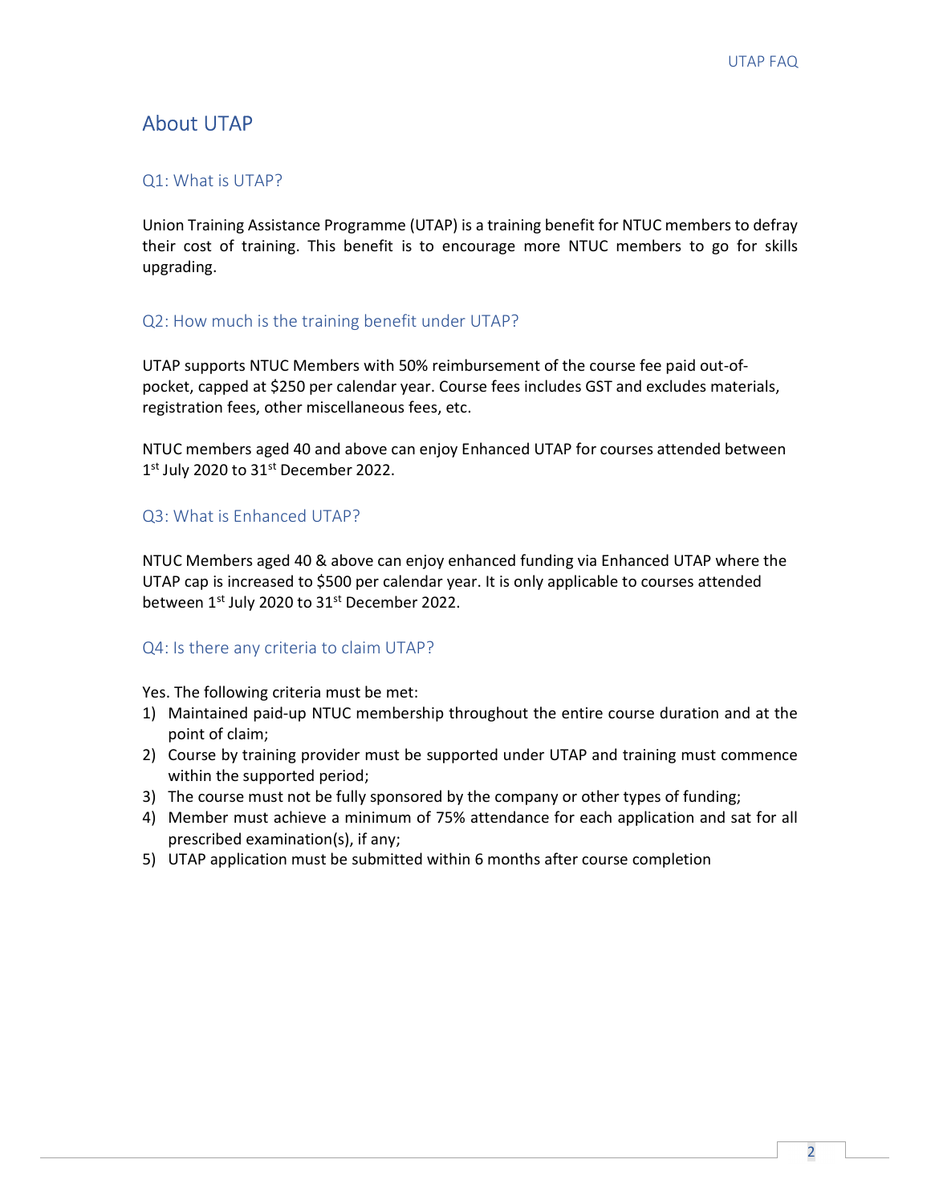# About UTAP

## Q1: What is UTAP?

Union Training Assistance Programme (UTAP) is a training benefit for NTUC members to defray their cost of training. This benefit is to encourage more NTUC members to go for skills upgrading.

## Q2: How much is the training benefit under UTAP?

UTAP supports NTUC Members with 50% reimbursement of the course fee paid out-of-pocket, capped at $250 per calendar year. Course fees includes GST and excludes materials, registration fees, other miscellaneous fees, etc.

NTUC members aged 40 and above can enjoy Enhanced UTAP for courses attended between 1st July 2020 to 31st December 2022.

## Q3: What is Enhanced UTAP?

NTUC Members aged 40 & above can enjoy enhanced funding via Enhanced UTAP where the UTAP cap is increased to $500 per calendar year. It is only applicable to courses attended between 1st July 2020 to 31st December 2022.

## Q4: Is there any criteria to claim UTAP?

Yes. The following criteria must be met:

1) Maintained paid-up NTUC membership throughout the entire course duration and at the point of claim;
2) Course by training provider must be supported under UTAP and training must commence within the supported period;
3) The course must not be fully sponsored by the company or other types of funding;
4) Member must achieve a minimum of 75% attendance for each application and sat for all prescribed examination(s), if any;
5) UTAP application must be submitted within 6 months after course completion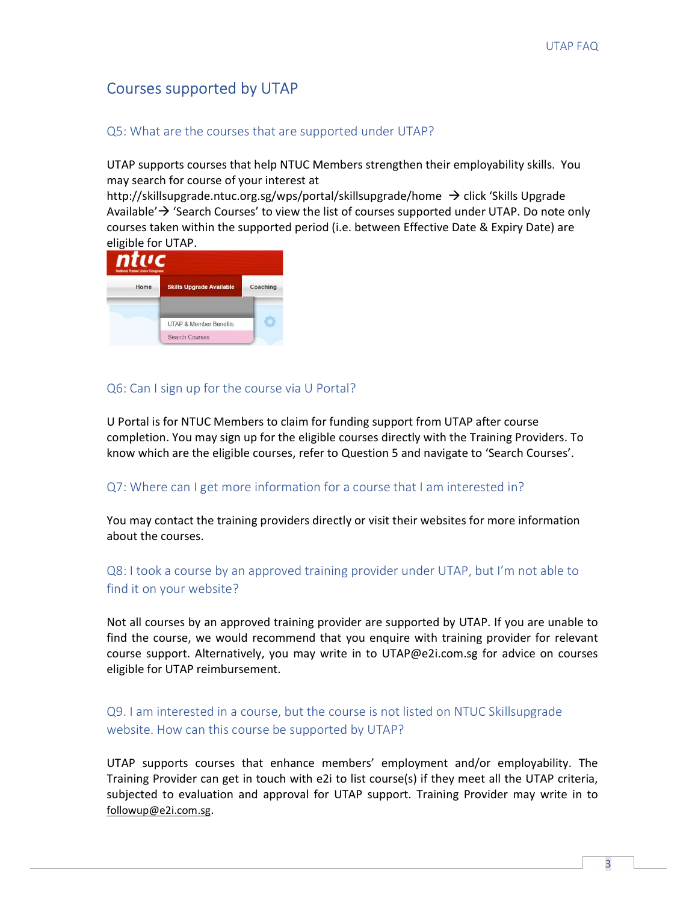## Courses supported by UTAP

### Q5: What are the courses that are supported under UTAP?

UTAP supports courses that help NTUC Members strengthen their employability skills. You may search for course of your interest at http://skillsupgrade.ntuc.org.sg/wps/portal/skillsupgrade/home → click 'Skills Upgrade Available'→ 'Search Courses' to view the list of courses supported under UTAP. Do note only courses taken within the supported period (i.e. between Effective Date & Expiry Date) are eligible for UTAP.

### Q6: Can I sign up for the course via U Portal?

U Portal is for NTUC Members to claim for funding support from UTAP after course completion. You may sign up for the eligible courses directly with the Training Providers. To know which are the eligible courses, refer to Question 5 and navigate to 'Search Courses'.

### Q7: Where can I get more information for a course that I am interested in?

You may contact the training providers directly or visit their websites for more information about the courses.

### Q8: I took a course by an approved training provider under UTAP, but I'm not able to find it on your website?

Not all courses by an approved training provider are supported by UTAP. If you are unable to find the course, we would recommend that you enquire with training provider for relevant course support. Alternatively, you may write in to UTAP@e2i.com.sg for advice on courses eligible for UTAP reimbursement.

### Q9. I am interested in a course, but the course is not listed on NTUC Skillsupgrade website. How can this course be supported by UTAP?

UTAP supports courses that enhance members' employment and/or employability. The Training Provider can get in touch with e2i to list course(s) if they meet all the UTAP criteria, subjected to evaluation and approval for UTAP support. Training Provider may write in to followup@e2i.com.sg.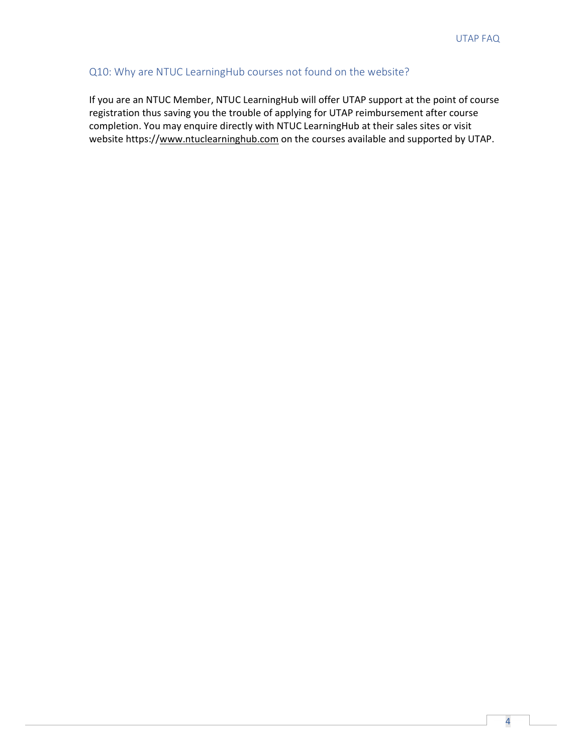## Q10: Why are NTUC LearningHub courses not found on the website?

If you are an NTUC Member, NTUC LearningHub will offer UTAP support at the point of course registration thus saving you the trouble of applying for UTAP reimbursement after course completion. You may enquire directly with NTUC LearningHub at their sales sites or visit website https://www.ntuclearninghub.com on the courses available and supported by UTAP.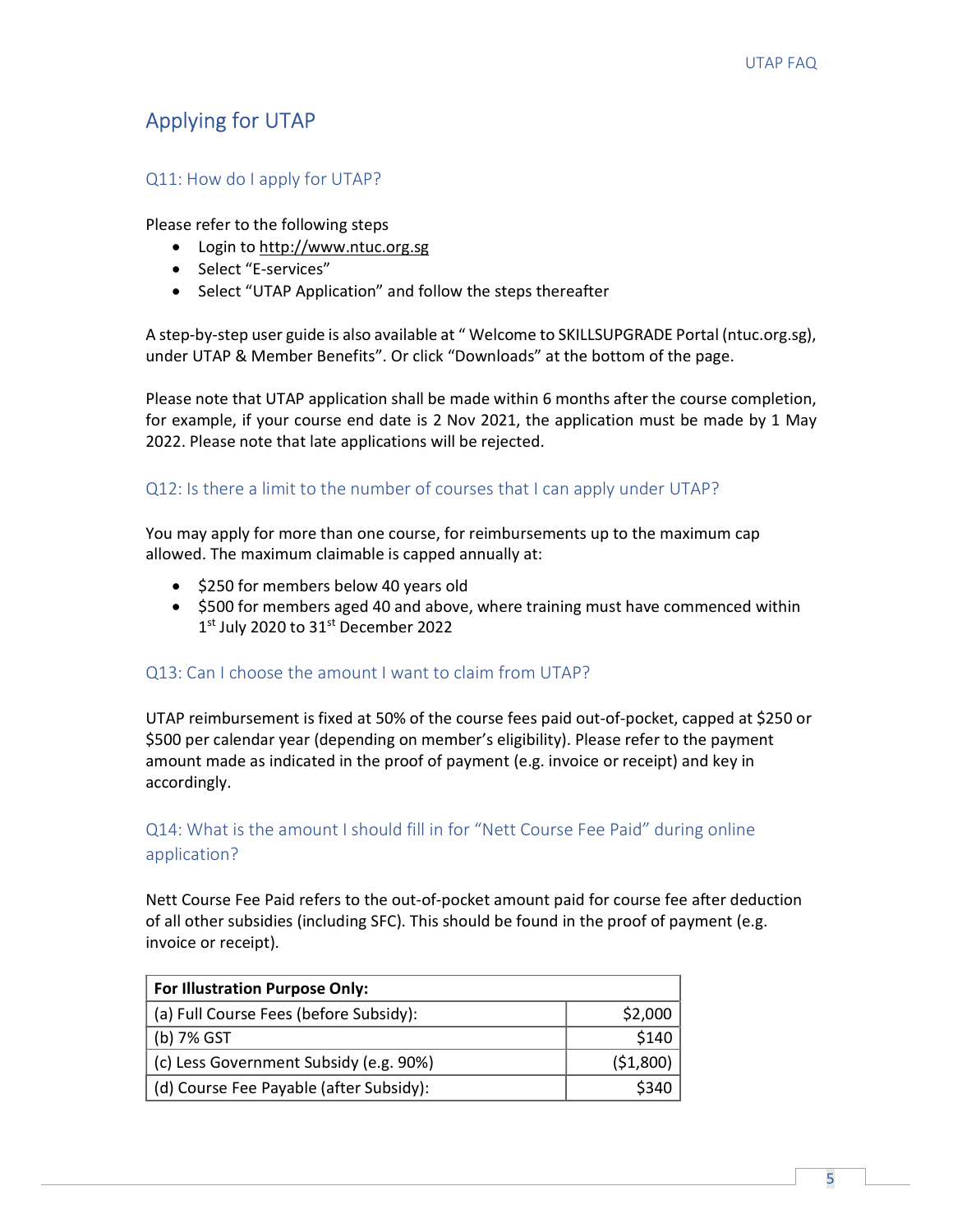## Applying for UTAP

### Q11: How do I apply for UTAP?

Please refer to the following steps

- Login to http://www.ntuc.org.sg
- Select “E-services”
- Select “UTAP Application” and follow the steps thereafter

A step-by-step user guide is also available at “ Welcome to SKILLSUPGRADE Portal (ntuc.org.sg), under UTAP & Member Benefits”. Or click “Downloads” at the bottom of the page.

Please note that UTAP application shall be made within 6 months after the course completion, for example, if your course end date is 2 Nov 2021, the application must be made by 1 May 2022. Please note that late applications will be rejected.

### Q12: Is there a limit to the number of courses that I can apply under UTAP?

You may apply for more than one course, for reimbursements up to the maximum cap allowed. The maximum claimable is capped annually at:

- $250 for members below 40 years old
- $500 for members aged 40 and above, where training must have commenced within 1st July 2020 to 31st December 2022

### Q13: Can I choose the amount I want to claim from UTAP?

UTAP reimbursement is fixed at 50% of the course fees paid out-of-pocket, capped at $250 or $500 per calendar year (depending on member’s eligibility). Please refer to the payment amount made as indicated in the proof of payment (e.g. invoice or receipt) and key in accordingly.

### Q14: What is the amount I should fill in for “Nett Course Fee Paid” during online application?

Nett Course Fee Paid refers to the out-of-pocket amount paid for course fee after deduction of all other subsidies (including SFC). This should be found in the proof of payment (e.g. invoice or receipt).

| **For Illustration Purpose Only:** | |
|---|---|
| (a) Full Course Fees (before Subsidy): | $2,000 |
| (b) 7% GST | $140 |
| (c) Less Government Subsidy (e.g. 90%) | ($1,800) |
| (d) Course Fee Payable (after Subsidy): | $340 |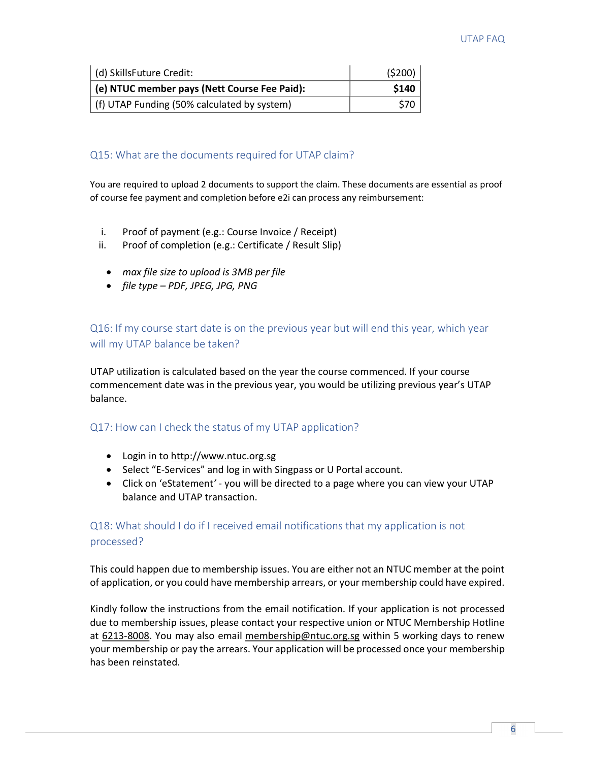| (d) SkillsFuture Credit: | ($200) |
|---|---|
| **(e) NTUC member pays (Nett Course Fee Paid):** | **$140** |
| (f) UTAP Funding (50% calculated by system) | $70 |

### Q15: What are the documents required for UTAP claim?

You are required to upload 2 documents to support the claim. These documents are essential as proof of course fee payment and completion before e2i can process any reimbursement:

i. Proof of payment (e.g.: Course Invoice / Receipt)
ii. Proof of completion (e.g.: Certificate / Result Slip)

- *max file size to upload is 3MB per file*
- *file type – PDF, JPEG, JPG, PNG*

### Q16: If my course start date is on the previous year but will end this year, which year will my UTAP balance be taken?

UTAP utilization is calculated based on the year the course commenced. If your course commencement date was in the previous year, you would be utilizing previous year's UTAP balance.

### Q17: How can I check the status of my UTAP application?

- Login in to http://www.ntuc.org.sg
- Select "E-Services" and log in with Singpass or U Portal account.
- Click on 'eStatement' - you will be directed to a page where you can view your UTAP balance and UTAP transaction.

### Q18: What should I do if I received email notifications that my application is not processed?

This could happen due to membership issues. You are either not an NTUC member at the point of application, or you could have membership arrears, or your membership could have expired.

Kindly follow the instructions from the email notification. If your application is not processed due to membership issues, please contact your respective union or NTUC Membership Hotline at 6213-8008. You may also email membership@ntuc.org.sg within 5 working days to renew your membership or pay the arrears. Your application will be processed once your membership has been reinstated.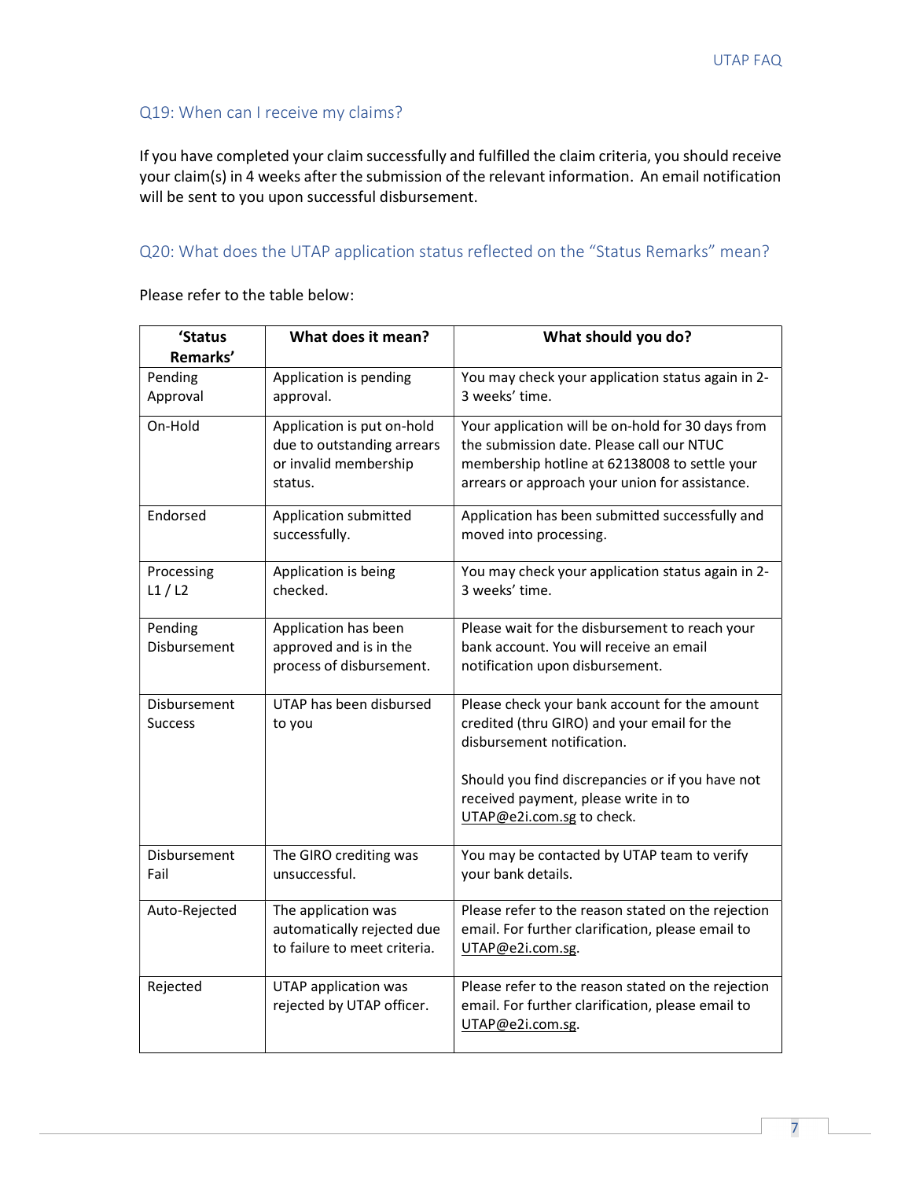## Q19: When can I receive my claims?

If you have completed your claim successfully and fulfilled the claim criteria, you should receive your claim(s) in 4 weeks after the submission of the relevant information. An email notification will be sent to you upon successful disbursement.

## Q20: What does the UTAP application status reflected on the "Status Remarks" mean?

Please refer to the table below:

| 'Status Remarks' | What does it mean? | What should you do? |
|---|---|---|
| Pending Approval | Application is pending approval. | You may check your application status again in 2-3 weeks' time. |
| On-Hold | Application is put on-hold due to outstanding arrears or invalid membership status. | Your application will be on-hold for 30 days from the submission date. Please call our NTUC membership hotline at 62138008 to settle your arrears or approach your union for assistance. |
| Endorsed | Application submitted successfully. | Application has been submitted successfully and moved into processing. |
| Processing L1 / L2 | Application is being checked. | You may check your application status again in 2-3 weeks' time. |
| Pending Disbursement | Application has been approved and is in the process of disbursement. | Please wait for the disbursement to reach your bank account. You will receive an email notification upon disbursement. |
| Disbursement Success | UTAP has been disbursed to you | Please check your bank account for the amount credited (thru GIRO) and your email for the disbursement notification.<br><br>Should you find discrepancies or if you have not received payment, please write in to UTAP@e2i.com.sg to check. |
| Disbursement Fail | The GIRO crediting was unsuccessful. | You may be contacted by UTAP team to verify your bank details. |
| Auto-Rejected | The application was automatically rejected due to failure to meet criteria. | Please refer to the reason stated on the rejection email. For further clarification, please email to UTAP@e2i.com.sg. |
| Rejected | UTAP application was rejected by UTAP officer. | Please refer to the reason stated on the rejection email. For further clarification, please email to UTAP@e2i.com.sg. |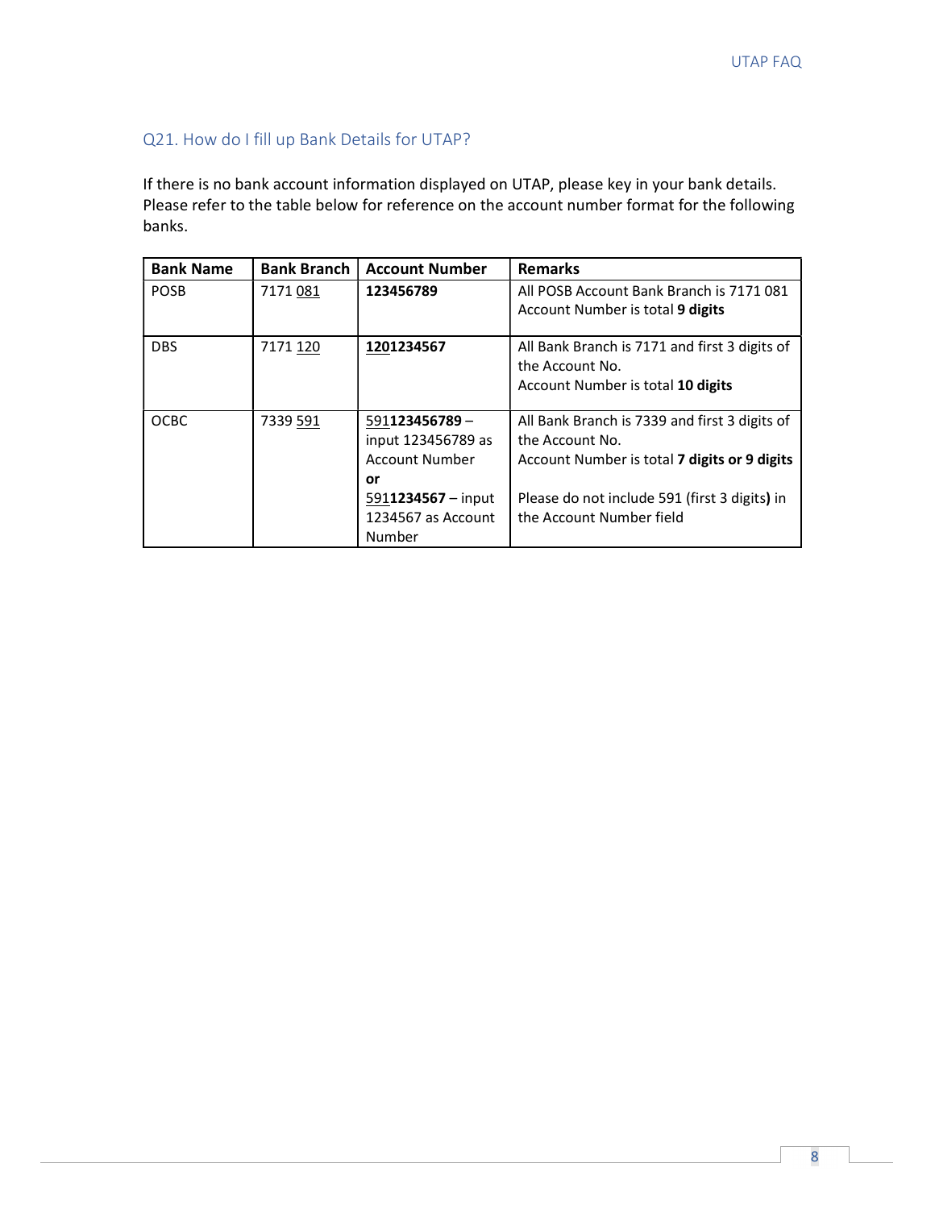## Q21. How do I fill up Bank Details for UTAP?

If there is no bank account information displayed on UTAP, please key in your bank details. Please refer to the table below for reference on the account number format for the following banks.

| Bank Name | Bank Branch | Account Number | Remarks |
| --- | --- | --- | --- |
| POSB | 7171 081 | **123456789** | All POSB Account Bank Branch is 7171 081<br>Account Number is total **9 digits** |
| DBS | 7171 120 | **1201234567** | All Bank Branch is 7171 and first 3 digits of the Account No.<br>Account Number is total **10 digits** |
| OCBC | 7339 591 | 591**123456789** – input 123456789 as Account Number<br>**or**<br>591**1234567** – input 1234567 as Account Number | All Bank Branch is 7339 and first 3 digits of the Account No.<br>Account Number is total **7 digits or 9 digits**<br><br>Please do not include 591 (first 3 digits) in the Account Number field |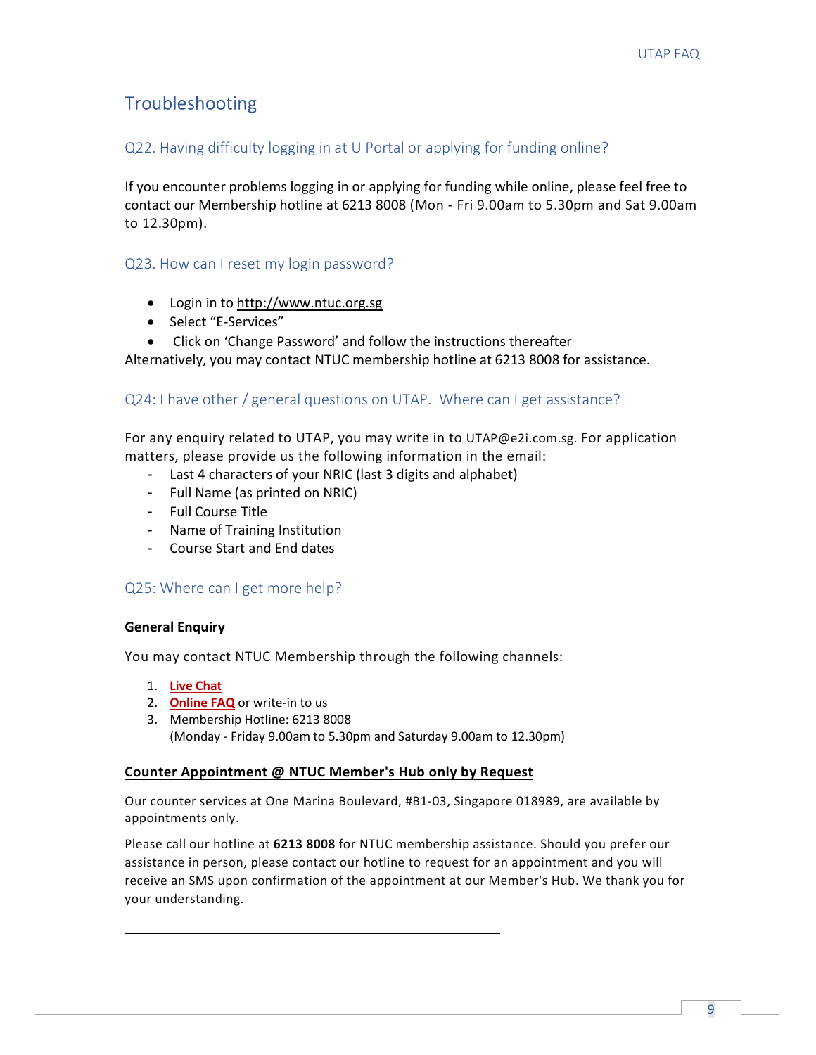## Troubleshooting

### Q22. Having difficulty logging in at U Portal or applying for funding online?

If you encounter problems logging in or applying for funding while online, please feel free to contact our Membership hotline at 6213 8008 (Mon - Fri 9.00am to 5.30pm and Sat 9.00am to 12.30pm).

### Q23. How can I reset my login password?

- Login in to http://www.ntuc.org.sg
- Select "E-Services"
- Click on 'Change Password' and follow the instructions thereafter

Alternatively, you may contact NTUC membership hotline at 6213 8008 for assistance.

### Q24: I have other / general questions on UTAP. Where can I get assistance?

For any enquiry related to UTAP, you may write in to UTAP@e2i.com.sg. For application matters, please provide us the following information in the email:

- Last 4 characters of your NRIC (last 3 digits and alphabet)
- Full Name (as printed on NRIC)
- Full Course Title
- Name of Training Institution
- Course Start and End dates

### Q25: Where can I get more help?

**General Enquiry**

You may contact NTUC Membership through the following channels:

1. **Live Chat**
2. **Online FAQ** or write-in to us
3. Membership Hotline: 6213 8008
   (Monday - Friday 9.00am to 5.30pm and Saturday 9.00am to 12.30pm)

**Counter Appointment @ NTUC Member's Hub only by Request**

Our counter services at One Marina Boulevard, #B1-03, Singapore 018989, are available by appointments only.

Please call our hotline at **6213 8008** for NTUC membership assistance. Should you prefer our assistance in person, please contact our hotline to request for an appointment and you will receive an SMS upon confirmation of the appointment at our Member's Hub. We thank you for your understanding.